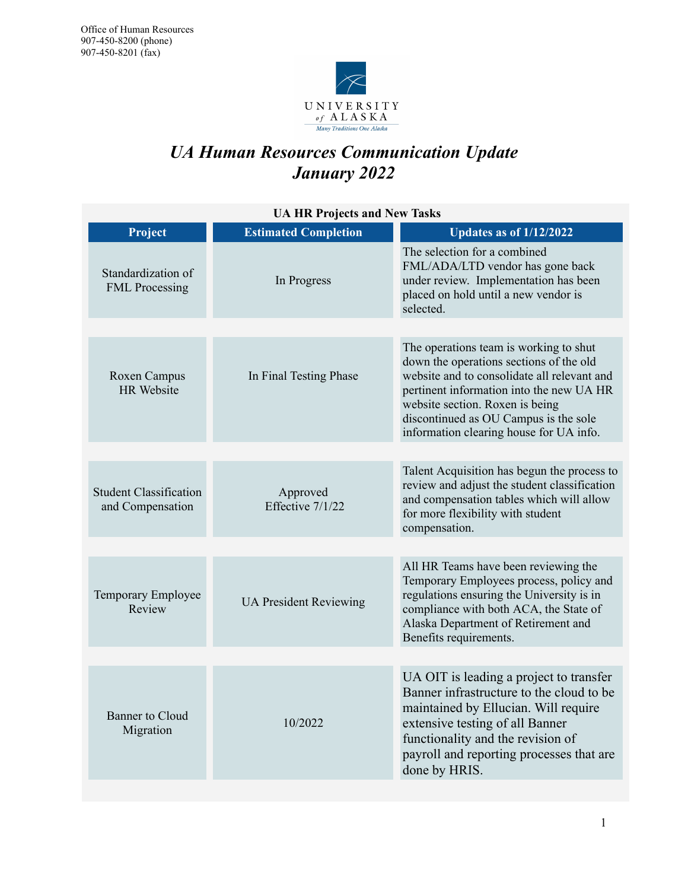Office of Human Resources
907-450-8200 (phone)
907-450-8201 (fax)

# *UA Human Resources Communication Update*
# *January 2022*

**UA HR Projects and New Tasks**

| Project | Estimated Completion | Updates as of 1/12/2022 |
|---|---|---|
| Standardization of FML Processing | In Progress | The selection for a combined FML/ADA/LTD vendor has gone back under review. Implementation has been placed on hold until a new vendor is selected. |
| Roxen Campus HR Website | In Final Testing Phase | The operations team is working to shut down the operations sections of the old website and to consolidate all relevant and pertinent information into the new UA HR website section. Roxen is being discontinued as OU Campus is the sole information clearing house for UA info. |
| Student Classification and Compensation | Approved Effective 7/1/22 | Talent Acquisition has begun the process to review and adjust the student classification and compensation tables which will allow for more flexibility with student compensation. |
| Temporary Employee Review | UA President Reviewing | All HR Teams have been reviewing the Temporary Employees process, policy and regulations ensuring the University is in compliance with both ACA, the State of Alaska Department of Retirement and Benefits requirements. |
| Banner to Cloud Migration | 10/2022 | UA OIT is leading a project to transfer Banner infrastructure to the cloud to be maintained by Ellucian. Will require extensive testing of all Banner functionality and the revision of payroll and reporting processes that are done by HRIS. |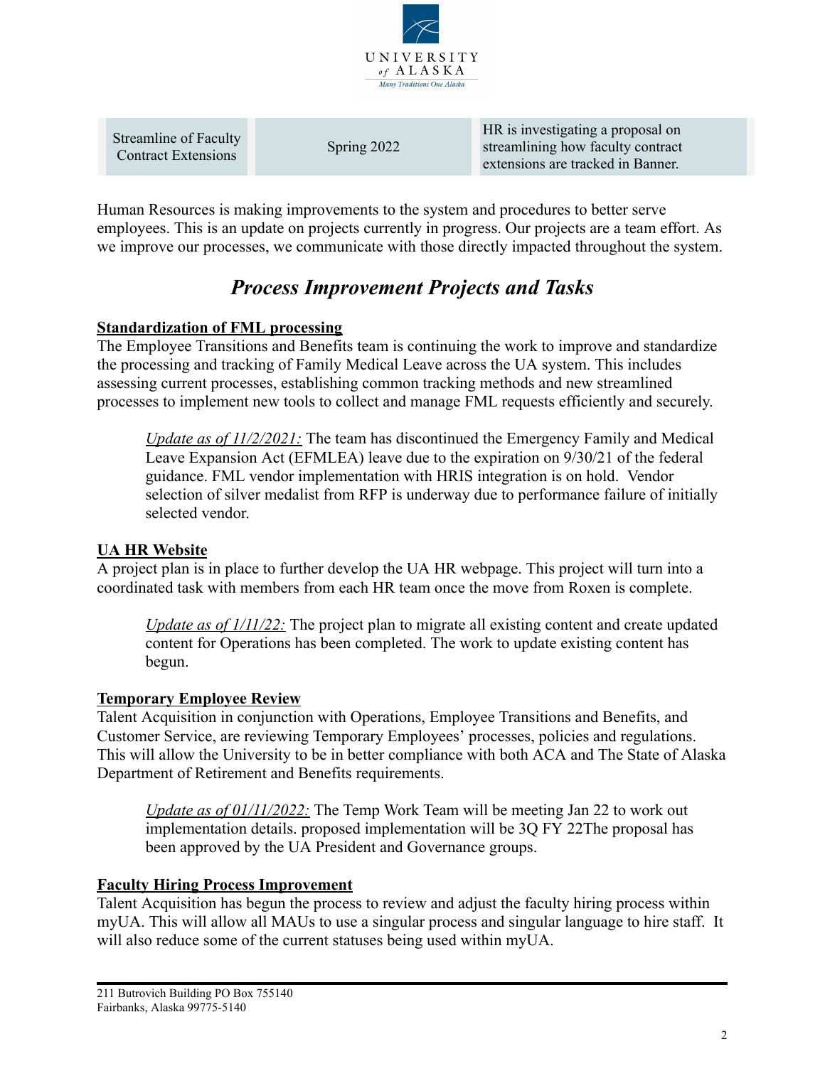| Streamline of Faculty Contract Extensions | Spring 2022 | HR is investigating a proposal on streamlining how faculty contract extensions are tracked in Banner. |
|---|---|---|

Human Resources is making improvements to the system and procedures to better serve employees. This is an update on projects currently in progress. Our projects are a team effort. As we improve our processes, we communicate with those directly impacted throughout the system.

## *Process Improvement Projects and Tasks*

**Standardization of FML processing**

The Employee Transitions and Benefits team is continuing the work to improve and standardize the processing and tracking of Family Medical Leave across the UA system. This includes assessing current processes, establishing common tracking methods and new streamlined processes to implement new tools to collect and manage FML requests efficiently and securely.

> *Update as of 11/2/2021:* The team has discontinued the Emergency Family and Medical Leave Expansion Act (EFMLEA) leave due to the expiration on 9/30/21 of the federal guidance. FML vendor implementation with HRIS integration is on hold. Vendor selection of silver medalist from RFP is underway due to performance failure of initially selected vendor.

**UA HR Website**

A project plan is in place to further develop the UA HR webpage. This project will turn into a coordinated task with members from each HR team once the move from Roxen is complete.

> *Update as of 1/11/22:* The project plan to migrate all existing content and create updated content for Operations has been completed. The work to update existing content has begun.

**Temporary Employee Review**

Talent Acquisition in conjunction with Operations, Employee Transitions and Benefits, and Customer Service, are reviewing Temporary Employees' processes, policies and regulations. This will allow the University to be in better compliance with both ACA and The State of Alaska Department of Retirement and Benefits requirements.

> *Update as of 01/11/2022:* The Temp Work Team will be meeting Jan 22 to work out implementation details. proposed implementation will be 3Q FY 22The proposal has been approved by the UA President and Governance groups.

**Faculty Hiring Process Improvement**

Talent Acquisition has begun the process to review and adjust the faculty hiring process within myUA. This will allow all MAUs to use a singular process and singular language to hire staff. It will also reduce some of the current statuses being used within myUA.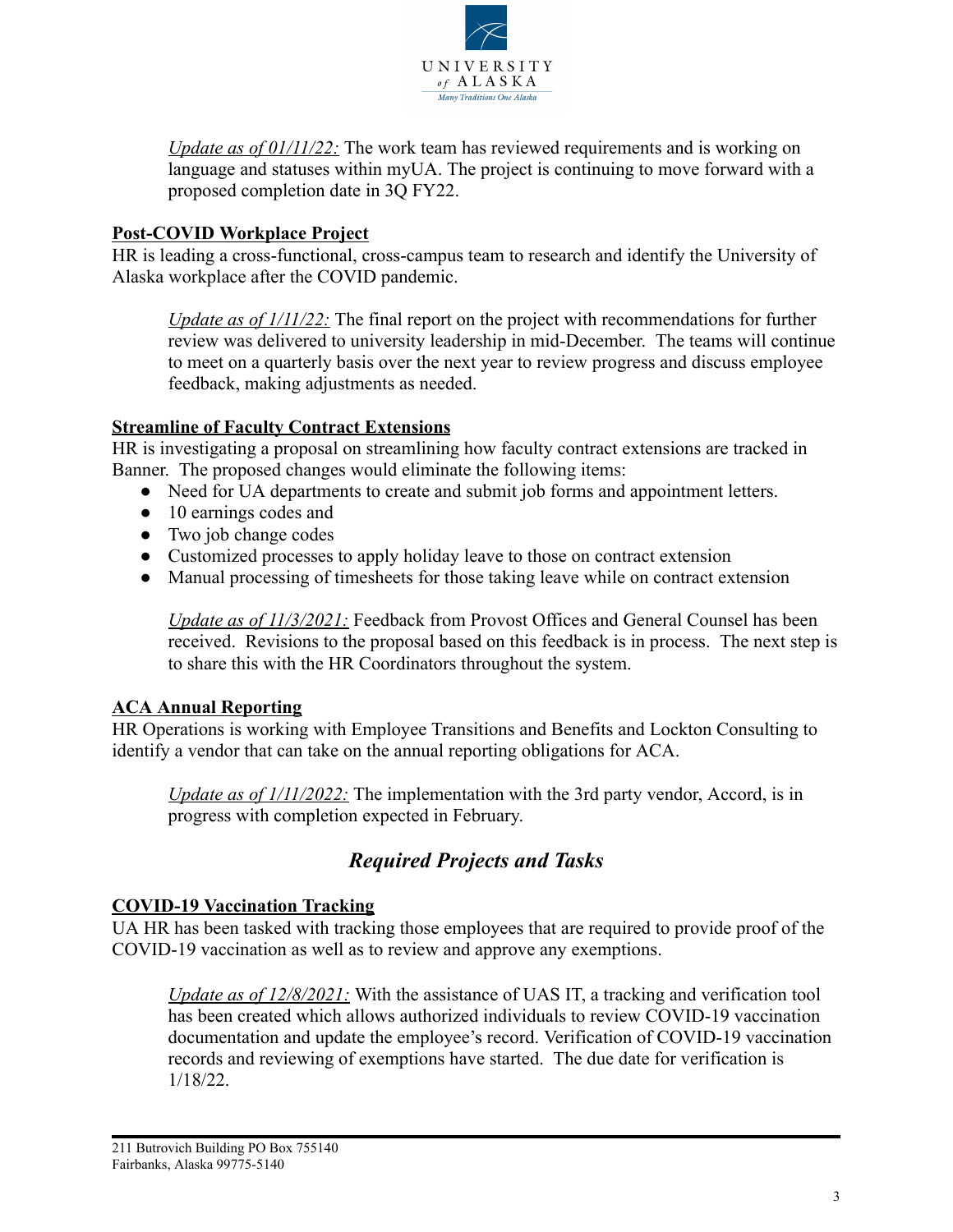*Update as of 01/11/22:* The work team has reviewed requirements and is working on language and statuses within myUA. The project is continuing to move forward with a proposed completion date in 3Q FY22.

**Post-COVID Workplace Project**

HR is leading a cross-functional, cross-campus team to research and identify the University of Alaska workplace after the COVID pandemic.

*Update as of 1/11/22:* The final report on the project with recommendations for further review was delivered to university leadership in mid-December. The teams will continue to meet on a quarterly basis over the next year to review progress and discuss employee feedback, making adjustments as needed.

**Streamline of Faculty Contract Extensions**

HR is investigating a proposal on streamlining how faculty contract extensions are tracked in Banner. The proposed changes would eliminate the following items:

- Need for UA departments to create and submit job forms and appointment letters.
- 10 earnings codes and
- Two job change codes
- Customized processes to apply holiday leave to those on contract extension
- Manual processing of timesheets for those taking leave while on contract extension

*Update as of 11/3/2021:* Feedback from Provost Offices and General Counsel has been received. Revisions to the proposal based on this feedback is in process. The next step is to share this with the HR Coordinators throughout the system.

**ACA Annual Reporting**

HR Operations is working with Employee Transitions and Benefits and Lockton Consulting to identify a vendor that can take on the annual reporting obligations for ACA.

*Update as of 1/11/2022:* The implementation with the 3rd party vendor, Accord, is in progress with completion expected in February.

## *Required Projects and Tasks*

**COVID-19 Vaccination Tracking**

UA HR has been tasked with tracking those employees that are required to provide proof of the COVID-19 vaccination as well as to review and approve any exemptions.

*Update as of 12/8/2021:* With the assistance of UAS IT, a tracking and verification tool has been created which allows authorized individuals to review COVID-19 vaccination documentation and update the employee's record. Verification of COVID-19 vaccination records and reviewing of exemptions have started. The due date for verification is 1/18/22.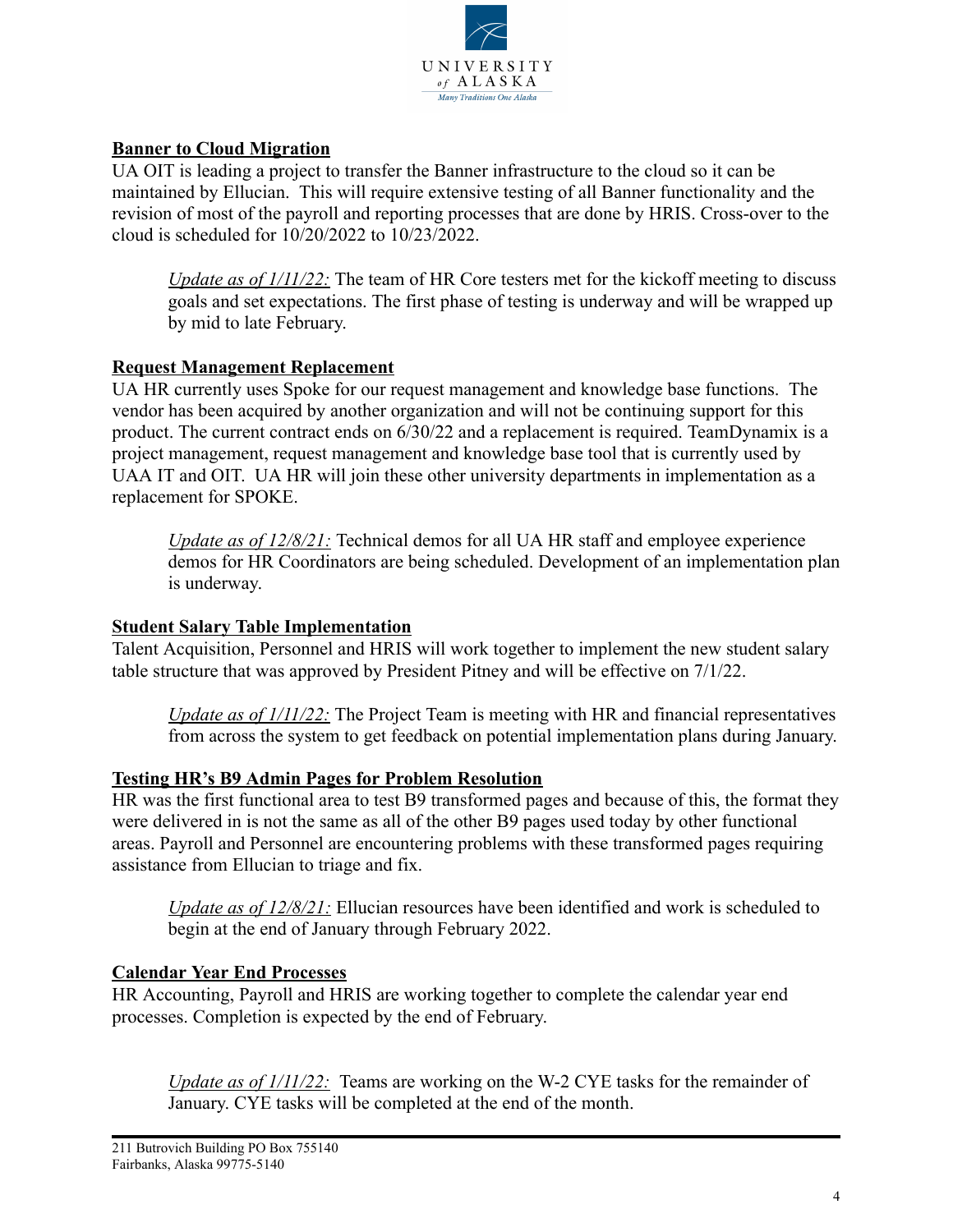**Banner to Cloud Migration**

UA OIT is leading a project to transfer the Banner infrastructure to the cloud so it can be maintained by Ellucian. This will require extensive testing of all Banner functionality and the revision of most of the payroll and reporting processes that are done by HRIS. Cross-over to the cloud is scheduled for 10/20/2022 to 10/23/2022.

> *Update as of 1/11/22:* The team of HR Core testers met for the kickoff meeting to discuss goals and set expectations. The first phase of testing is underway and will be wrapped up by mid to late February.

**Request Management Replacement**

UA HR currently uses Spoke for our request management and knowledge base functions. The vendor has been acquired by another organization and will not be continuing support for this product. The current contract ends on 6/30/22 and a replacement is required. TeamDynamix is a project management, request management and knowledge base tool that is currently used by UAA IT and OIT. UA HR will join these other university departments in implementation as a replacement for SPOKE.

> *Update as of 12/8/21:* Technical demos for all UA HR staff and employee experience demos for HR Coordinators are being scheduled. Development of an implementation plan is underway.

**Student Salary Table Implementation**

Talent Acquisition, Personnel and HRIS will work together to implement the new student salary table structure that was approved by President Pitney and will be effective on 7/1/22.

> *Update as of 1/11/22:* The Project Team is meeting with HR and financial representatives from across the system to get feedback on potential implementation plans during January.

**Testing HR's B9 Admin Pages for Problem Resolution**

HR was the first functional area to test B9 transformed pages and because of this, the format they were delivered in is not the same as all of the other B9 pages used today by other functional areas. Payroll and Personnel are encountering problems with these transformed pages requiring assistance from Ellucian to triage and fix.

> *Update as of 12/8/21:* Ellucian resources have been identified and work is scheduled to begin at the end of January through February 2022.

**Calendar Year End Processes**

HR Accounting, Payroll and HRIS are working together to complete the calendar year end processes. Completion is expected by the end of February.

> *Update as of 1/11/22:* Teams are working on the W-2 CYE tasks for the remainder of January. CYE tasks will be completed at the end of the month.

211 Butrovich Building PO Box 755140
Fairbanks, Alaska 99775-5140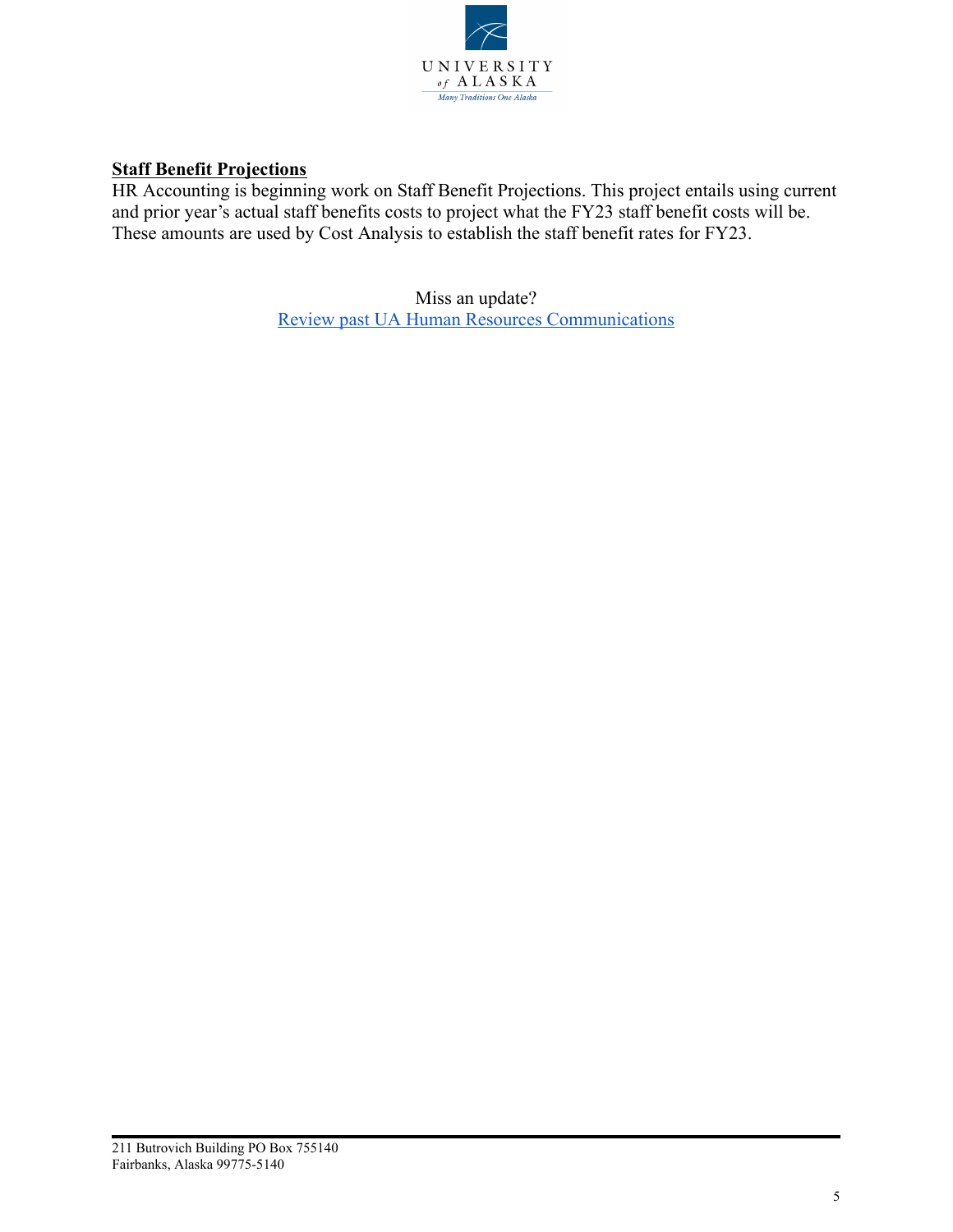**Staff Benefit Projections**

HR Accounting is beginning work on Staff Benefit Projections. This project entails using current and prior year's actual staff benefits costs to project what the FY23 staff benefit costs will be. These amounts are used by Cost Analysis to establish the staff benefit rates for FY23.

Miss an update?
Review past UA Human Resources Communications

211 Butrovich Building PO Box 755140
Fairbanks, Alaska 99775-5140